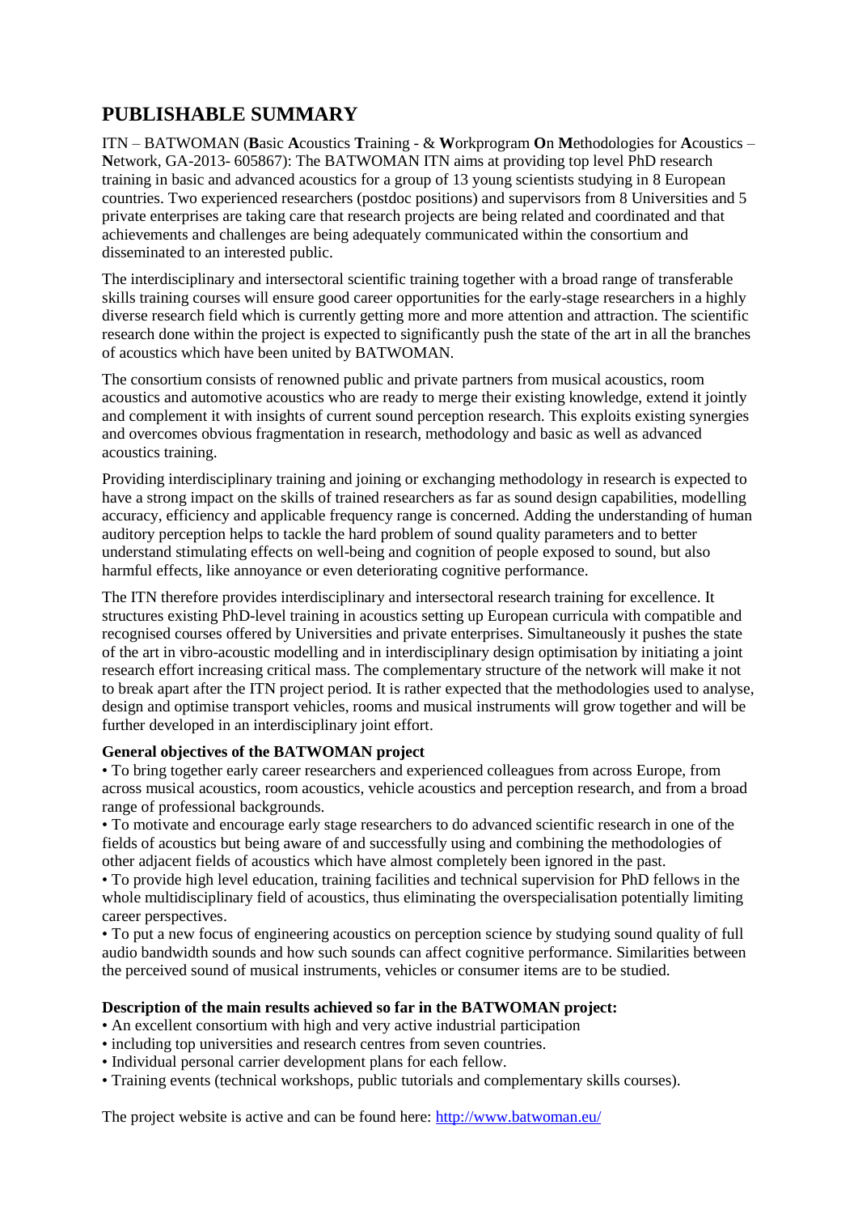# PUBLISHABLE SUMMARY

ITN – BATWOMAN (**B**asic **A**coustics **T**raining - & **W**orkprogram **O**n **M**ethodologies for **A**coustics – **N**etwork, GA-2013- 605867): The BATWOMAN ITN aims at providing top level PhD research training in basic and advanced acoustics for a group of 13 young scientists studying in 8 European countries. Two experienced researchers (postdoc positions) and supervisors from 8 Universities and 5 private enterprises are taking care that research projects are being related and coordinated and that achievements and challenges are being adequately communicated within the consortium and disseminated to an interested public.

The interdisciplinary and intersectoral scientific training together with a broad range of transferable skills training courses will ensure good career opportunities for the early-stage researchers in a highly diverse research field which is currently getting more and more attention and attraction. The scientific research done within the project is expected to significantly push the state of the art in all the branches of acoustics which have been united by BATWOMAN.

The consortium consists of renowned public and private partners from musical acoustics, room acoustics and automotive acoustics who are ready to merge their existing knowledge, extend it jointly and complement it with insights of current sound perception research. This exploits existing synergies and overcomes obvious fragmentation in research, methodology and basic as well as advanced acoustics training.

Providing interdisciplinary training and joining or exchanging methodology in research is expected to have a strong impact on the skills of trained researchers as far as sound design capabilities, modelling accuracy, efficiency and applicable frequency range is concerned. Adding the understanding of human auditory perception helps to tackle the hard problem of sound quality parameters and to better understand stimulating effects on well-being and cognition of people exposed to sound, but also harmful effects, like annoyance or even deteriorating cognitive performance.

The ITN therefore provides interdisciplinary and intersectoral research training for excellence. It structures existing PhD-level training in acoustics setting up European curricula with compatible and recognised courses offered by Universities and private enterprises. Simultaneously it pushes the state of the art in vibro-acoustic modelling and in interdisciplinary design optimisation by initiating a joint research effort increasing critical mass. The complementary structure of the network will make it not to break apart after the ITN project period. It is rather expected that the methodologies used to analyse, design and optimise transport vehicles, rooms and musical instruments will grow together and will be further developed in an interdisciplinary joint effort.

**General objectives of the BATWOMAN project**

- To bring together early career researchers and experienced colleagues from across Europe, from across musical acoustics, room acoustics, vehicle acoustics and perception research, and from a broad range of professional backgrounds.
- To motivate and encourage early stage researchers to do advanced scientific research in one of the fields of acoustics but being aware of and successfully using and combining the methodologies of other adjacent fields of acoustics which have almost completely been ignored in the past.
- To provide high level education, training facilities and technical supervision for PhD fellows in the whole multidisciplinary field of acoustics, thus eliminating the overspecialisation potentially limiting career perspectives.
- To put a new focus of engineering acoustics on perception science by studying sound quality of full audio bandwidth sounds and how such sounds can affect cognitive performance. Similarities between the perceived sound of musical instruments, vehicles or consumer items are to be studied.

**Description of the main results achieved so far in the BATWOMAN project:**

- An excellent consortium with high and very active industrial participation
- including top universities and research centres from seven countries.
- Individual personal carrier development plans for each fellow.
- Training events (technical workshops, public tutorials and complementary skills courses).

The project website is active and can be found here: [http://www.batwoman.eu/](http://www.batwoman.eu/)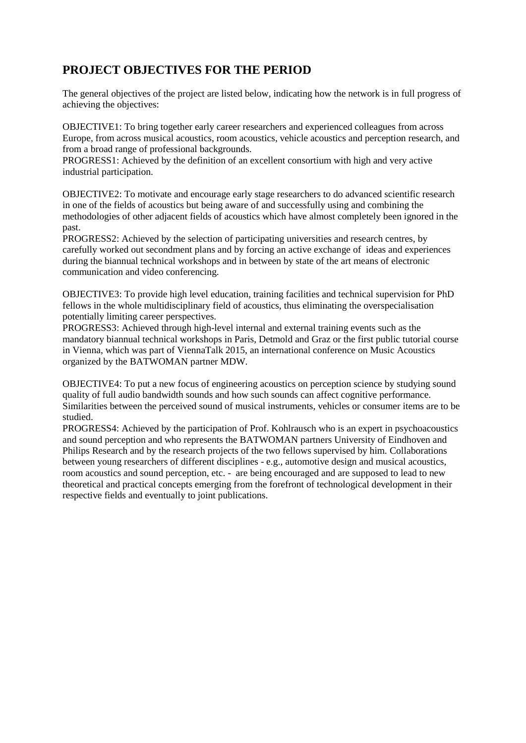## PROJECT OBJECTIVES FOR THE PERIOD

The general objectives of the project are listed below, indicating how the network is in full progress of achieving the objectives:

OBJECTIVE1: To bring together early career researchers and experienced colleagues from across Europe, from across musical acoustics, room acoustics, vehicle acoustics and perception research, and from a broad range of professional backgrounds.
PROGRESS1: Achieved by the definition of an excellent consortium with high and very active industrial participation.

OBJECTIVE2: To motivate and encourage early stage researchers to do advanced scientific research in one of the fields of acoustics but being aware of and successfully using and combining the methodologies of other adjacent fields of acoustics which have almost completely been ignored in the past.
PROGRESS2: Achieved by the selection of participating universities and research centres, by carefully worked out secondment plans and by forcing an active exchange of ideas and experiences during the biannual technical workshops and in between by state of the art means of electronic communication and video conferencing.

OBJECTIVE3: To provide high level education, training facilities and technical supervision for PhD fellows in the whole multidisciplinary field of acoustics, thus eliminating the overspecialisation potentially limiting career perspectives.
PROGRESS3: Achieved through high-level internal and external training events such as the mandatory biannual technical workshops in Paris, Detmold and Graz or the first public tutorial course in Vienna, which was part of ViennaTalk 2015, an international conference on Music Acoustics organized by the BATWOMAN partner MDW.

OBJECTIVE4: To put a new focus of engineering acoustics on perception science by studying sound quality of full audio bandwidth sounds and how such sounds can affect cognitive performance. Similarities between the perceived sound of musical instruments, vehicles or consumer items are to be studied.
PROGRESS4: Achieved by the participation of Prof. Kohlrausch who is an expert in psychoacoustics and sound perception and who represents the BATWOMAN partners University of Eindhoven and Philips Research and by the research projects of the two fellows supervised by him. Collaborations between young researchers of different disciplines - e.g., automotive design and musical acoustics, room acoustics and sound perception, etc. - are being encouraged and are supposed to lead to new theoretical and practical concepts emerging from the forefront of technological development in their respective fields and eventually to joint publications.